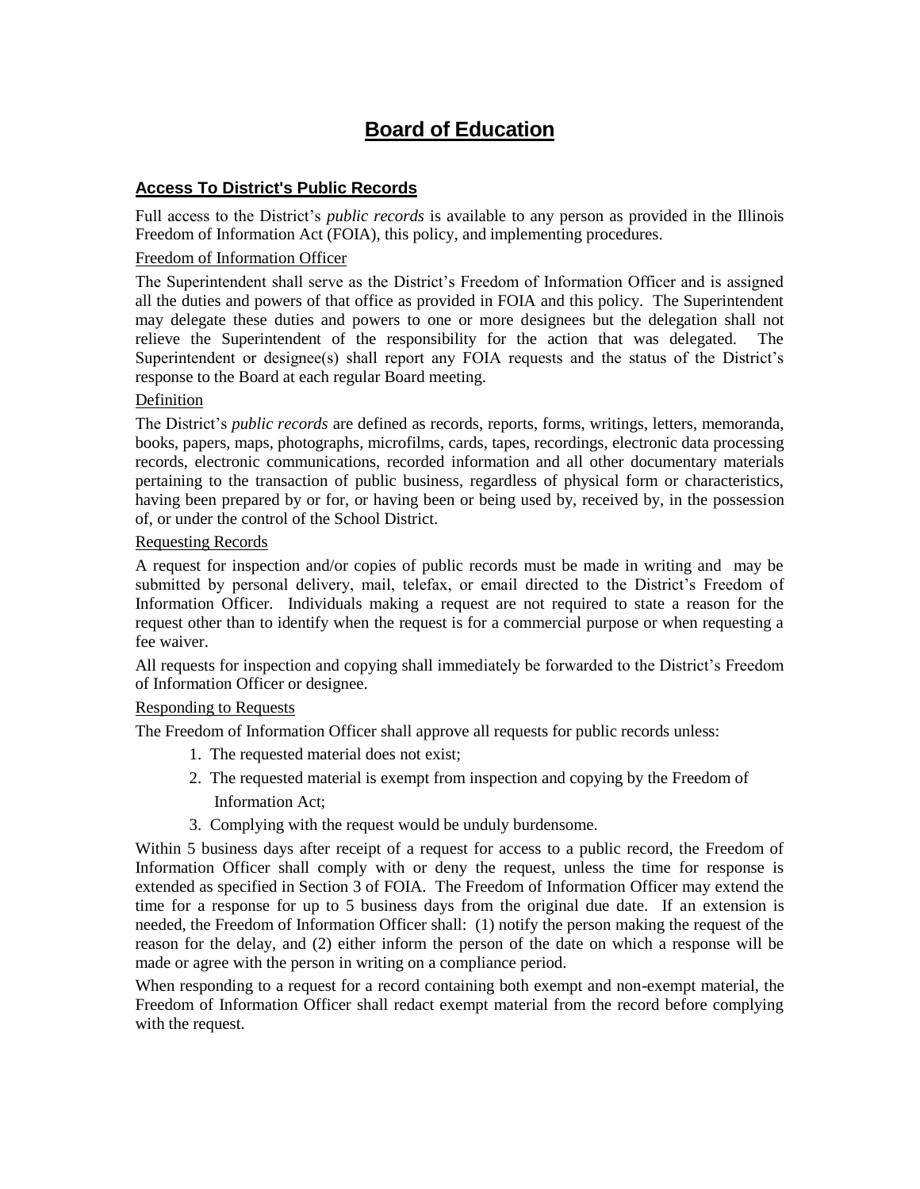# Board of Education

## Access To District's Public Records

Full access to the District's *public records* is available to any person as provided in the Illinois Freedom of Information Act (FOIA), this policy, and implementing procedures.

### Freedom of Information Officer

The Superintendent shall serve as the District's Freedom of Information Officer and is assigned all the duties and powers of that office as provided in FOIA and this policy. The Superintendent may delegate these duties and powers to one or more designees but the delegation shall not relieve the Superintendent of the responsibility for the action that was delegated. The Superintendent or designee(s) shall report any FOIA requests and the status of the District's response to the Board at each regular Board meeting.

### Definition

The District's *public records* are defined as records, reports, forms, writings, letters, memoranda, books, papers, maps, photographs, microfilms, cards, tapes, recordings, electronic data processing records, electronic communications, recorded information and all other documentary materials pertaining to the transaction of public business, regardless of physical form or characteristics, having been prepared by or for, or having been or being used by, received by, in the possession of, or under the control of the School District.

### Requesting Records

A request for inspection and/or copies of public records must be made in writing and may be submitted by personal delivery, mail, telefax, or email directed to the District's Freedom of Information Officer. Individuals making a request are not required to state a reason for the request other than to identify when the request is for a commercial purpose or when requesting a fee waiver.

All requests for inspection and copying shall immediately be forwarded to the District's Freedom of Information Officer or designee.

### Responding to Requests

The Freedom of Information Officer shall approve all requests for public records unless:

1. The requested material does not exist;
2. The requested material is exempt from inspection and copying by the Freedom of Information Act;
3. Complying with the request would be unduly burdensome.

Within 5 business days after receipt of a request for access to a public record, the Freedom of Information Officer shall comply with or deny the request, unless the time for response is extended as specified in Section 3 of FOIA. The Freedom of Information Officer may extend the time for a response for up to 5 business days from the original due date. If an extension is needed, the Freedom of Information Officer shall: (1) notify the person making the request of the reason for the delay, and (2) either inform the person of the date on which a response will be made or agree with the person in writing on a compliance period.

When responding to a request for a record containing both exempt and non-exempt material, the Freedom of Information Officer shall redact exempt material from the record before complying with the request.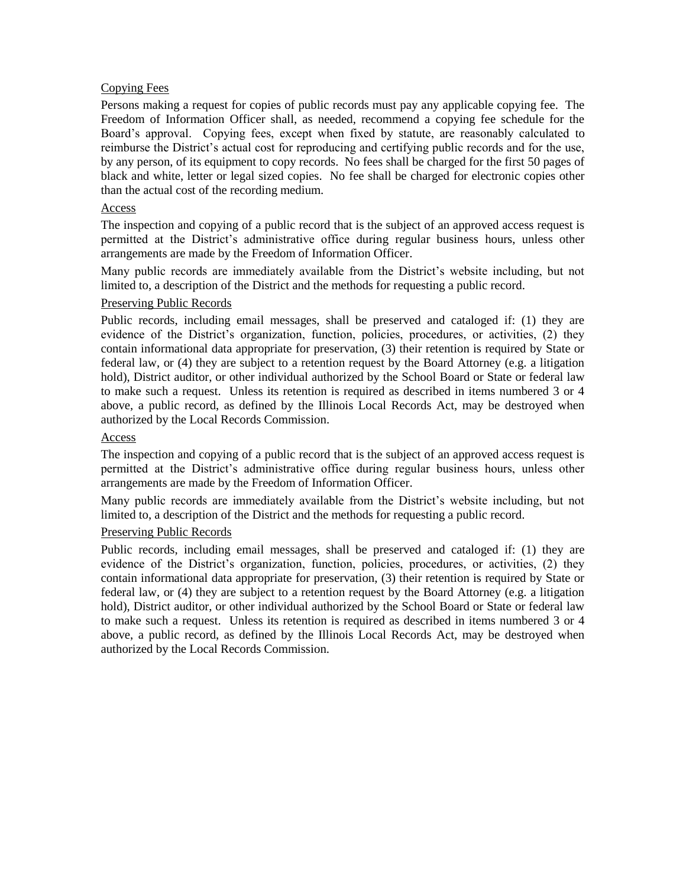Copying Fees

Persons making a request for copies of public records must pay any applicable copying fee. The Freedom of Information Officer shall, as needed, recommend a copying fee schedule for the Board's approval. Copying fees, except when fixed by statute, are reasonably calculated to reimburse the District's actual cost for reproducing and certifying public records and for the use, by any person, of its equipment to copy records. No fees shall be charged for the first 50 pages of black and white, letter or legal sized copies. No fee shall be charged for electronic copies other than the actual cost of the recording medium.

Access

The inspection and copying of a public record that is the subject of an approved access request is permitted at the District's administrative office during regular business hours, unless other arrangements are made by the Freedom of Information Officer.

Many public records are immediately available from the District's website including, but not limited to, a description of the District and the methods for requesting a public record.

Preserving Public Records

Public records, including email messages, shall be preserved and cataloged if: (1) they are evidence of the District's organization, function, policies, procedures, or activities, (2) they contain informational data appropriate for preservation, (3) their retention is required by State or federal law, or (4) they are subject to a retention request by the Board Attorney (e.g. a litigation hold), District auditor, or other individual authorized by the School Board or State or federal law to make such a request. Unless its retention is required as described in items numbered 3 or 4 above, a public record, as defined by the Illinois Local Records Act, may be destroyed when authorized by the Local Records Commission.

Access

The inspection and copying of a public record that is the subject of an approved access request is permitted at the District's administrative office during regular business hours, unless other arrangements are made by the Freedom of Information Officer.

Many public records are immediately available from the District's website including, but not limited to, a description of the District and the methods for requesting a public record.

Preserving Public Records

Public records, including email messages, shall be preserved and cataloged if: (1) they are evidence of the District's organization, function, policies, procedures, or activities, (2) they contain informational data appropriate for preservation, (3) their retention is required by State or federal law, or (4) they are subject to a retention request by the Board Attorney (e.g. a litigation hold), District auditor, or other individual authorized by the School Board or State or federal law to make such a request. Unless its retention is required as described in items numbered 3 or 4 above, a public record, as defined by the Illinois Local Records Act, may be destroyed when authorized by the Local Records Commission.